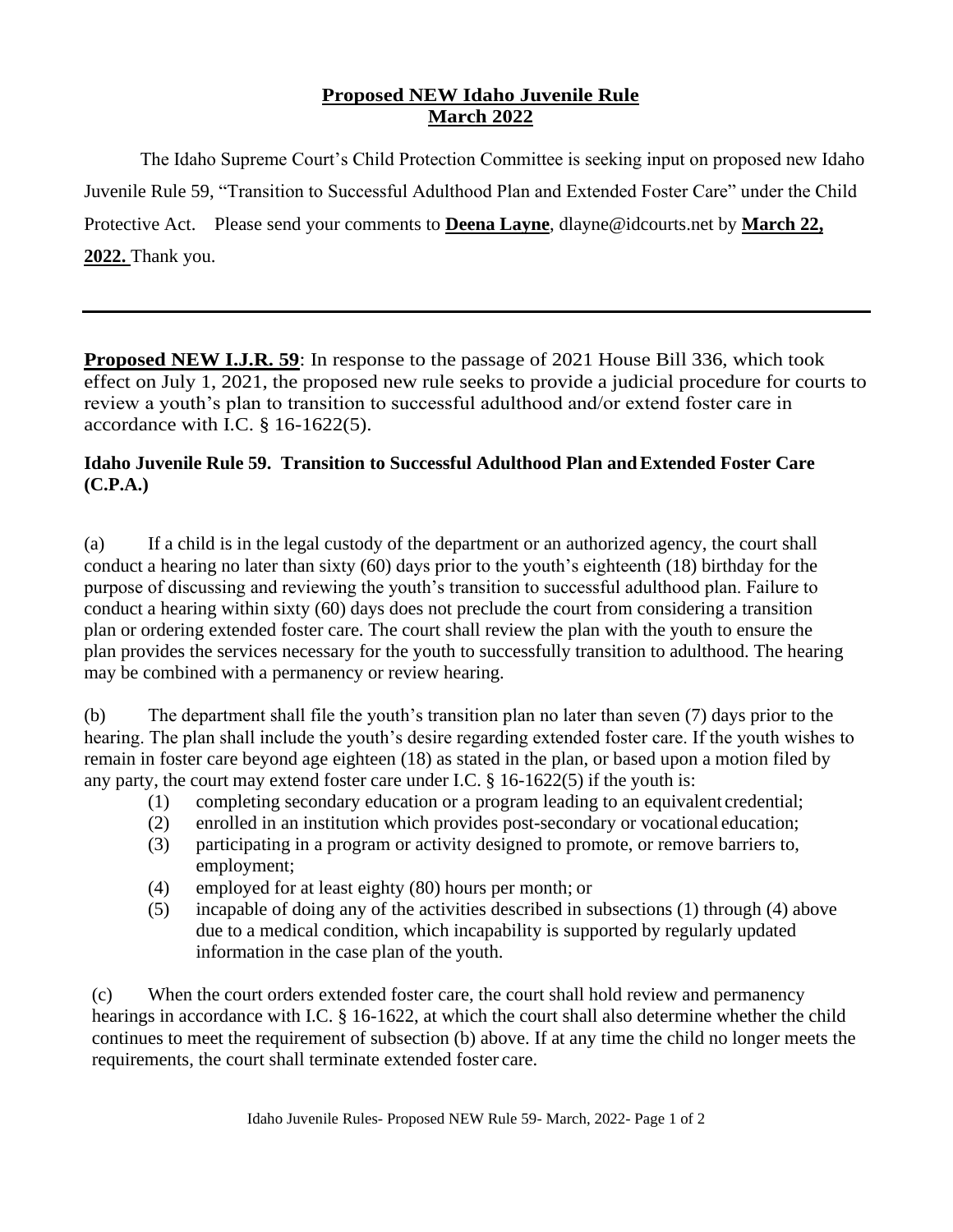# Proposed NEW Idaho Juvenile Rule March 2022

The Idaho Supreme Court's Child Protection Committee is seeking input on proposed new Idaho Juvenile Rule 59, "Transition to Successful Adulthood Plan and Extended Foster Care" under the Child Protective Act. Please send your comments to **Deena Layne**, dlayne@idcourts.net by **March 22, 2022.** Thank you.

---

**Proposed NEW I.J.R. 59**: In response to the passage of 2021 House Bill 336, which took effect on July 1, 2021, the proposed new rule seeks to provide a judicial procedure for courts to review a youth's plan to transition to successful adulthood and/or extend foster care in accordance with I.C. § 16-1622(5).

**Idaho Juvenile Rule 59. Transition to Successful Adulthood Plan and Extended Foster Care (C.P.A.)**

(a) If a child is in the legal custody of the department or an authorized agency, the court shall conduct a hearing no later than sixty (60) days prior to the youth's eighteenth (18) birthday for the purpose of discussing and reviewing the youth's transition to successful adulthood plan. Failure to conduct a hearing within sixty (60) days does not preclude the court from considering a transition plan or ordering extended foster care. The court shall review the plan with the youth to ensure the plan provides the services necessary for the youth to successfully transition to adulthood. The hearing may be combined with a permanency or review hearing.

(b) The department shall file the youth's transition plan no later than seven (7) days prior to the hearing. The plan shall include the youth's desire regarding extended foster care. If the youth wishes to remain in foster care beyond age eighteen (18) as stated in the plan, or based upon a motion filed by any party, the court may extend foster care under I.C. § 16-1622(5) if the youth is:

- (1) completing secondary education or a program leading to an equivalent credential;
- (2) enrolled in an institution which provides post-secondary or vocational education;
- (3) participating in a program or activity designed to promote, or remove barriers to, employment;
- (4) employed for at least eighty (80) hours per month; or
- (5) incapable of doing any of the activities described in subsections (1) through (4) above due to a medical condition, which incapability is supported by regularly updated information in the case plan of the youth.

(c) When the court orders extended foster care, the court shall hold review and permanency hearings in accordance with I.C. § 16-1622, at which the court shall also determine whether the child continues to meet the requirement of subsection (b) above. If at any time the child no longer meets the requirements, the court shall terminate extended foster care.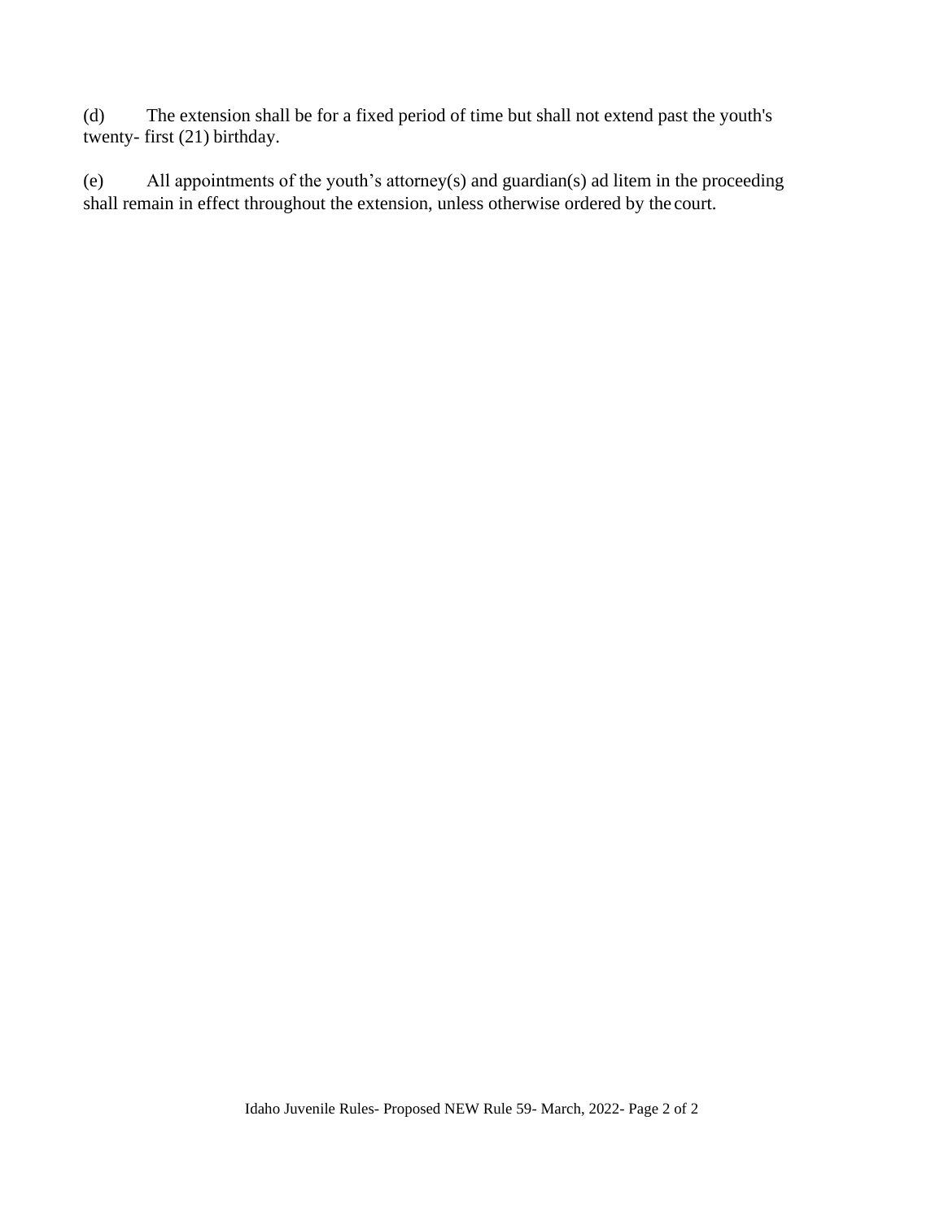(d) The extension shall be for a fixed period of time but shall not extend past the youth's twenty- first (21) birthday.

(e) All appointments of the youth's attorney(s) and guardian(s) ad litem in the proceeding shall remain in effect throughout the extension, unless otherwise ordered by the court.